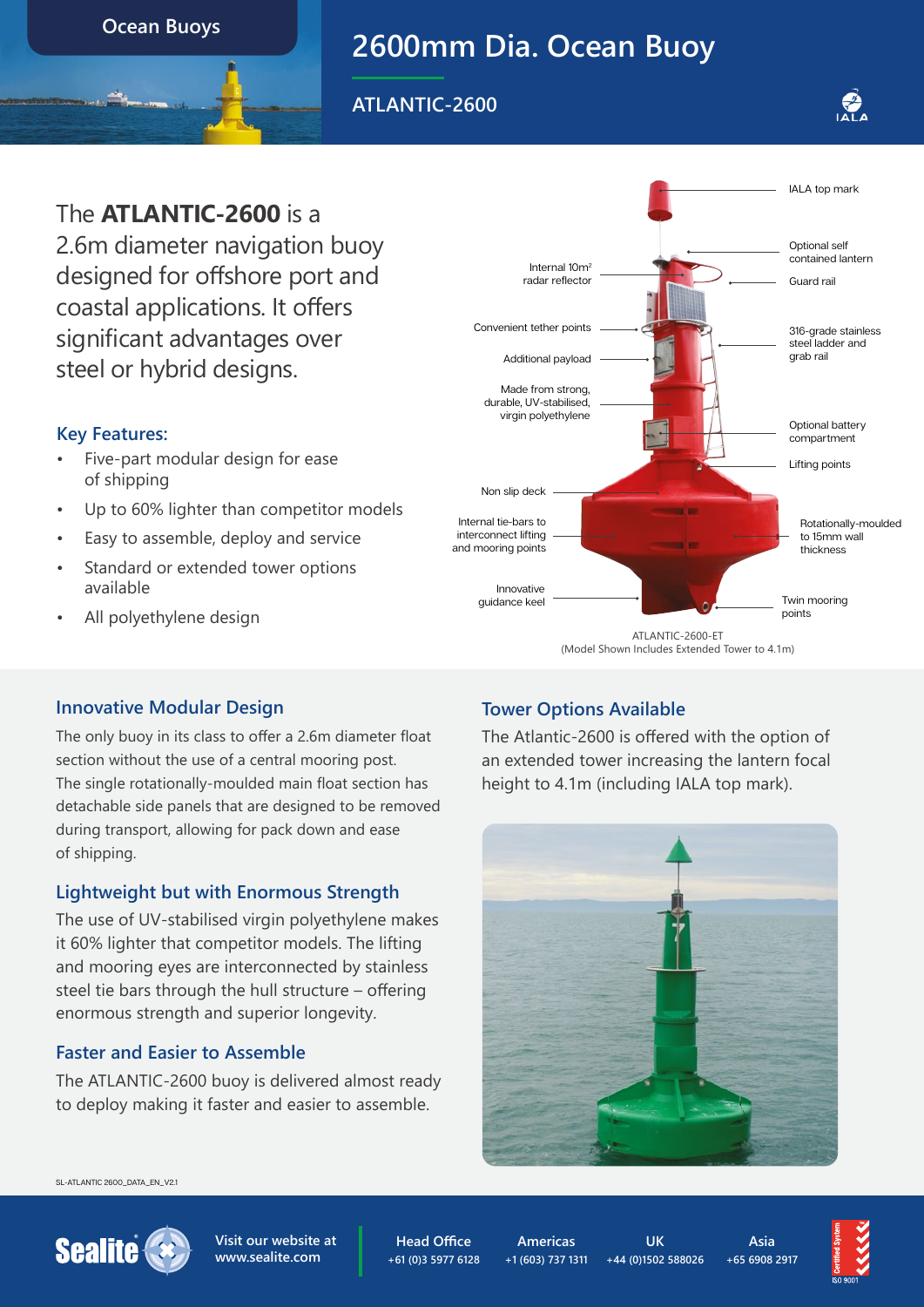Ocean Buoys

# 2600mm Dia. Ocean Buoy

## ATLANTIC-2600

The **ATLANTIC-2600** is a 2.6m diameter navigation buoy designed for offshore port and coastal applications. It offers significant advantages over steel or hybrid designs.

### Key Features:

- Five-part modular design for ease of shipping
- Up to 60% lighter than competitor models
- Easy to assemble, deploy and service
- Standard or extended tower options available
- All polyethylene design

IALA top mark

Optional self contained lantern

Internal $10m^2$ radar reflector

Guard rail

Convenient tether points

316-grade stainless steel ladder and grab rail

Additional payload

Made from strong, durable, UV-stabilised, virgin polyethylene

Optional battery compartment

Lifting points

Non slip deck

Internal tie-bars to interconnect lifting and mooring points

Rotationally-moulded to 15mm wall thickness

Innovative guidance keel

Twin mooring points

ATLANTIC-2600-ET
(Model Shown Includes Extended Tower to 4.1m)

### Innovative Modular Design

The only buoy in its class to offer a 2.6m diameter float section without the use of a central mooring post. The single rotationally-moulded main float section has detachable side panels that are designed to be removed during transport, allowing for pack down and ease of shipping.

### Lightweight but with Enormous Strength

The use of UV-stabilised virgin polyethylene makes it 60% lighter that competitor models. The lifting and mooring eyes are interconnected by stainless steel tie bars through the hull structure – offering enormous strength and superior longevity.

### Faster and Easier to Assemble

The ATLANTIC-2600 buoy is delivered almost ready to deploy making it faster and easier to assemble.

### Tower Options Available

The Atlantic-2600 is offered with the option of an extended tower increasing the lantern focal height to 4.1m (including IALA top mark).

SL-ATLANTIC 2600_DATA_EN_V2.1

Visit our website at www.sealite.com

| Head Office | Americas | UK | Asia |
|---|---|---|---|
| +61 (0)3 5977 6128 | +1 (603) 737 1311 | +44 (0)1502 588026 | +65 6908 2917 |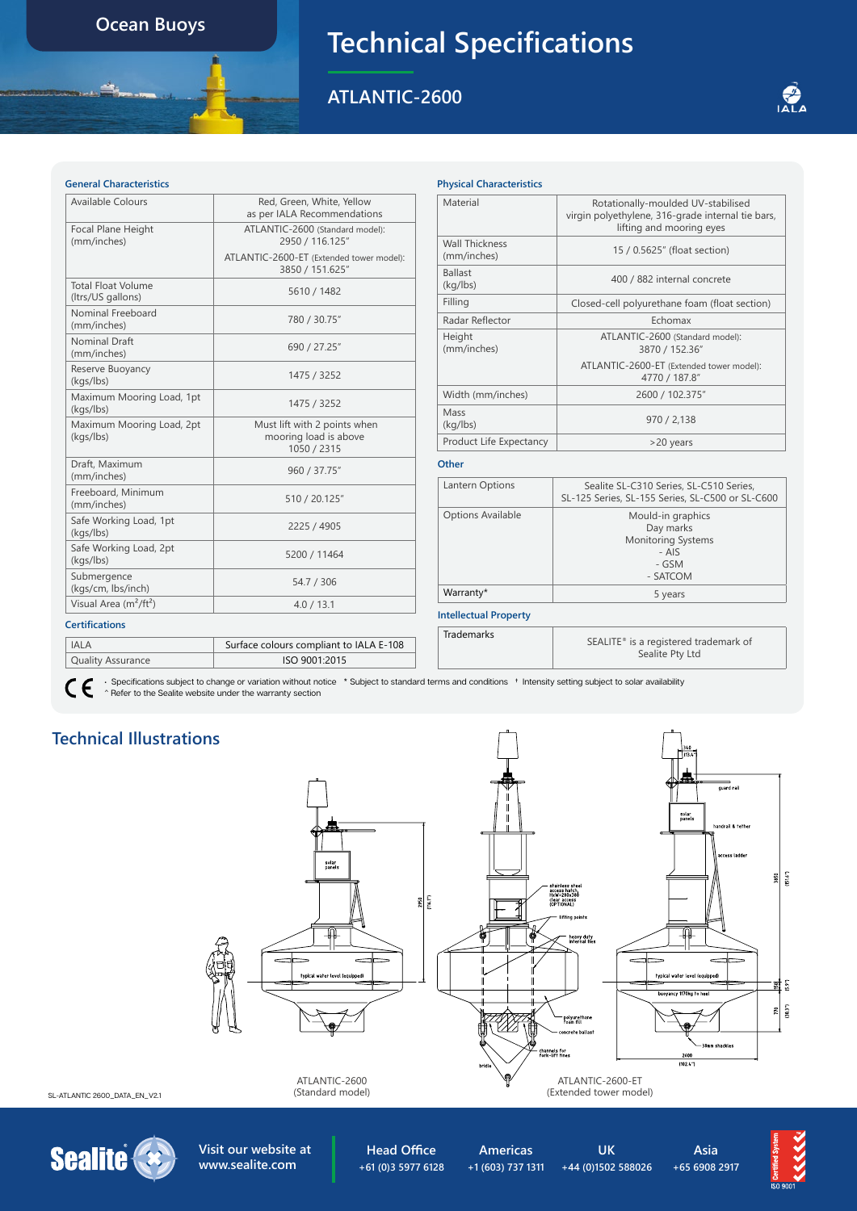Ocean Buoys

# Technical Specifications

## ATLANTIC-2600

### General Characteristics

| | |
|---|---|
| Available Colours | Red, Green, White, Yellow as per IALA Recommendations |
| Focal Plane Height (mm/inches) | ATLANTIC-2600 (Standard model): 2950 / 116.125" ATLANTIC-2600-ET (Extended tower model): 3850 / 151.625" |
| Total Float Volume (ltrs/US gallons) | 5610 / 1482 |
| Nominal Freeboard (mm/inches) | 780 / 30.75" |
| Nominal Draft (mm/inches) | 690 / 27.25" |
| Reserve Buoyancy (kgs/lbs) | 1475 / 3252 |
| Maximum Mooring Load, 1pt (kgs/lbs) | 1475 / 3252 |
| Maximum Mooring Load, 2pt (kgs/lbs) | Must lift with 2 points when mooring load is above 1050 / 2315 |
| Draft, Maximum (mm/inches) | 960 / 37.75" |
| Freeboard, Minimum (mm/inches) | 510 / 20.125" |
| Safe Working Load, 1pt (kgs/lbs) | 2225 / 4905 |
| Safe Working Load, 2pt (kgs/lbs) | 5200 / 11464 |
| Submergence (kgs/cm, lbs/inch) | 54.7 / 306 |
| Visual Area ($m^2/ft^2$) | 4.0 / 13.1 |

### Certifications

| | |
|---|---|
| IALA | Surface colours compliant to IALA E-108 |
| Quality Assurance | ISO 9001:2015 |

### Physical Characteristics

| | |
|---|---|
| Material | Rotationally-moulded UV-stabilised virgin polyethylene, 316-grade internal tie bars, lifting and mooring eyes |
| Wall Thickness (mm/inches) | 15 / 0.5625" (float section) |
| Ballast (kg/lbs) | 400 / 882 internal concrete |
| Filling | Closed-cell polyurethane foam (float section) |
| Radar Reflector | Echomax |
| Height (mm/inches) | ATLANTIC-2600 (Standard model): 3870 / 152.36" ATLANTIC-2600-ET (Extended tower model): 4770 / 187.8" |
| Width (mm/inches) | 2600 / 102.375" |
| Mass (kg/lbs) | 970 / 2,138 |
| Product Life Expectancy | >20 years |

### Other

| | |
|---|---|
| Lantern Options | Sealite SL-C310 Series, SL-C510 Series, SL-125 Series, SL-155 Series, SL-C500 or SL-C600 |
| Options Available | Mould-in graphics<br>Day marks<br>Monitoring Systems<br>- AIS<br>- GSM<br>- SATCOM |
| Warranty* | 5 years |

### Intellectual Property

| | |
|---|---|
| Trademarks | SEALITE® is a registered trademark of Sealite Pty Ltd |

· Specifications subject to change or variation without notice * Subject to standard terms and conditions † Intensity setting subject to solar availability
^ Refer to the Sealite website under the warranty section

## Technical Illustrations

solar panels
typical water level (equipped)
2950 [116.1"]
stainless steel access hatch HxW=280x360 clear access (OPTIONAL)
lifting points
heavy duty internal ties
polyurethane foam fill
concrete ballast
channels for fork-lift tines
bridle
340 [13.4"]
guard rail
solar panels
handrail & tether
access ladder
3852 [151.7"]
typical water level (equipped)
buoyancy 1170kg 1st heel
150 [5.9"]
770 [30.3"]
38mm shackles
2600 [102.4"]

ATLANTIC-2600 (Standard model)

ATLANTIC-2600-ET (Extended tower model)

SL-ATLANTIC 2600_DATA_EN_V2.1

Sealite

Visit our website at www.sealite.com

Head Office +61 (0)3 5977 6128

Americas +1 (603) 737 1311

UK +44 (0)1502 588026

Asia +65 6908 2917

Certified System ISO 9001